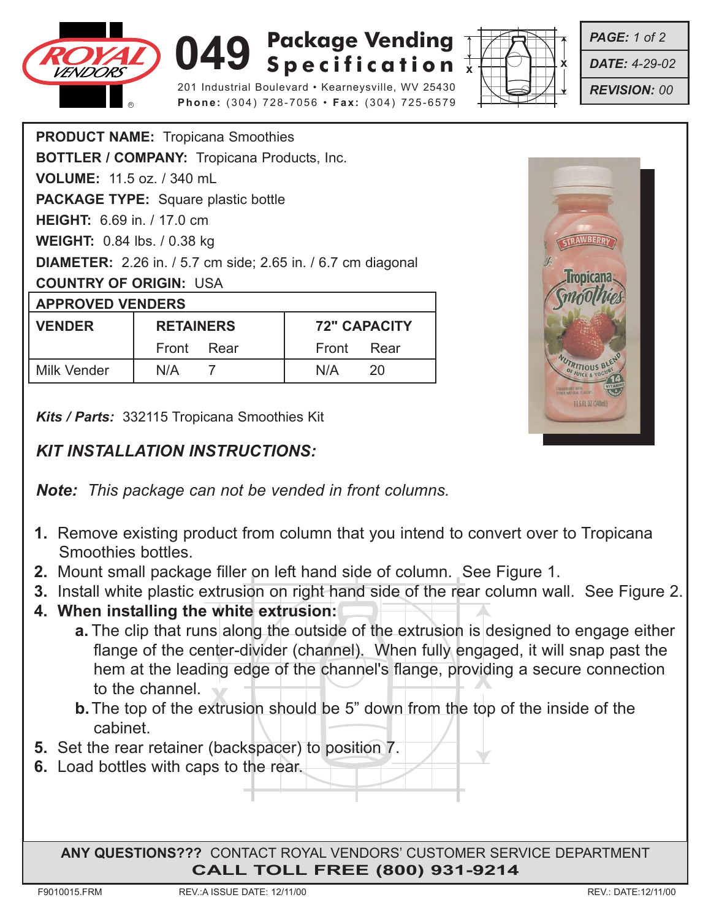# 049 Package Vending Specification

201 Industrial Boulevard • Kearneysville, WV 25430
**Phone:** (304) 728-7056 • **Fax:** (304) 725-6579

***PAGE:*** *1 of 2*
***DATE:*** *4-29-02*
***REVISION:*** *00*

**PRODUCT NAME:** Tropicana Smoothies
**BOTTLER / COMPANY:** Tropicana Products, Inc.
**VOLUME:** 11.5 oz. / 340 mL
**PACKAGE TYPE:** Square plastic bottle
**HEIGHT:** 6.69 in. / 17.0 cm
**WEIGHT:** 0.84 lbs. / 0.38 kg
**DIAMETER:** 2.26 in. / 5.7 cm side; 2.65 in. / 6.7 cm diagonal
**COUNTRY OF ORIGIN:** USA

**APPROVED VENDERS**

| VENDER | RETAINERS | | 72" CAPACITY | |
|---|---|---|---|---|
| | Front | Rear | Front | Rear |
| Milk Vender | N/A | 7 | N/A | 20 |

***Kits / Parts:*** 332115 Tropicana Smoothies Kit

## *KIT INSTALLATION INSTRUCTIONS:*

***Note:*** *This package can not be vended in front columns.*

1. Remove existing product from column that you intend to convert over to Tropicana Smoothies bottles.
2. Mount small package filler on left hand side of column. See Figure 1.
3. Install white plastic extrusion on right hand side of the rear column wall. See Figure 2.
4. **When installing the white extrusion:**
   - **a.** The clip that runs along the outside of the extrusion is designed to engage either flange of the center-divider (channel). When fully engaged, it will snap past the hem at the leading edge of the channel's flange, providing a secure connection to the channel.
   - **b.** The top of the extrusion should be 5" down from the top of the inside of the cabinet.
5. Set the rear retainer (backspacer) to position 7.
6. Load bottles with caps to the rear.

**ANY QUESTIONS???** CONTACT ROYAL VENDORS' CUSTOMER SERVICE DEPARTMENT
**CALL TOLL FREE (800) 931-9214**

F9010015.FRM REV.:A ISSUE DATE: 12/11/00 REV.: DATE:12/11/00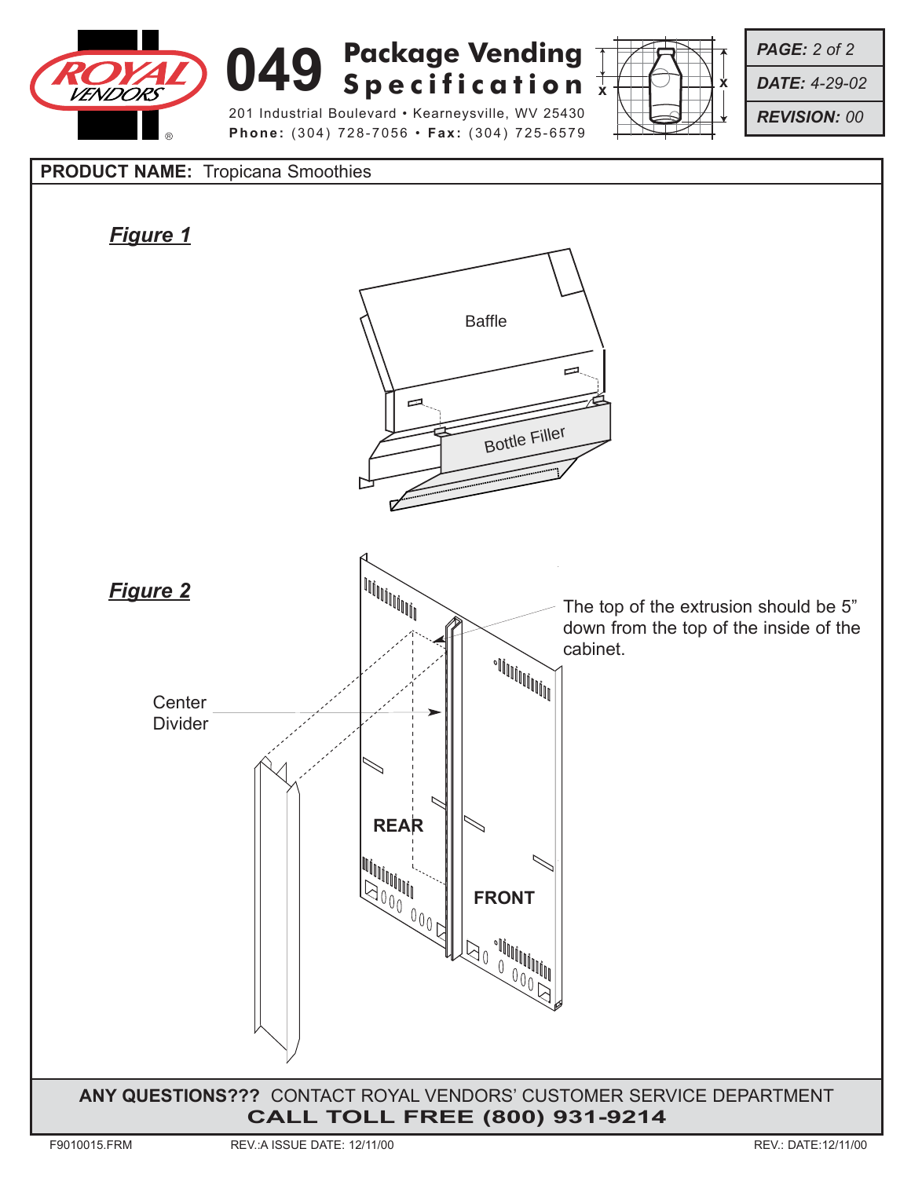# 049 Package Vending Specification

201 Industrial Boulevard • Kearneysville, WV 25430
**Phone:** (304) 728-7056 • **Fax:** (304) 725-6579

| | |
|---|---|
| **PAGE:** 2 of 2 | |
| **DATE:** 4-29-02 | |
| **REVISION:** 00 | |

**PRODUCT NAME:** Tropicana Smoothies

***Figure 1***

Baffle

Bottle Filler

***Figure 2***

The top of the extrusion should be 5" down from the top of the inside of the cabinet.

Center Divider

REAR

FRONT

**ANY QUESTIONS???** CONTACT ROYAL VENDORS' CUSTOMER SERVICE DEPARTMENT
**CALL TOLL FREE (800) 931-9214**

F9010015.FRM REV.:A ISSUE DATE: 12/11/00 REV.: DATE:12/11/00